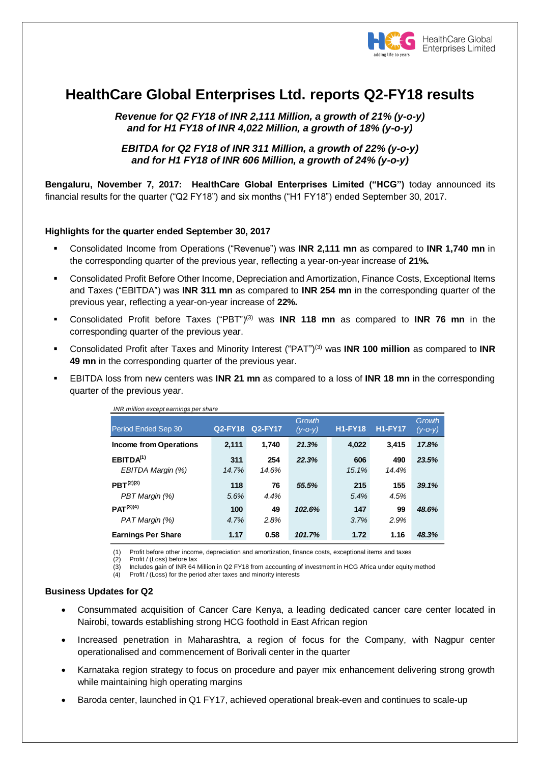# HealthCare Global Enterprises Ltd. reports Q2-FY18 results

***Revenue for Q2 FY18 of INR 2,111 Million, a growth of 21% (y-o-y) and for H1 FY18 of INR 4,022 Million, a growth of 18% (y-o-y)***

***EBITDA for Q2 FY18 of INR 311 Million, a growth of 22% (y-o-y) and for H1 FY18 of INR 606 Million, a growth of 24% (y-o-y)***

**Bengaluru, November 7, 2017: HealthCare Global Enterprises Limited ("HCG")** today announced its financial results for the quarter ("Q2 FY18") and six months ("H1 FY18") ended September 30, 2017.

**Highlights for the quarter ended September 30, 2017**

- Consolidated Income from Operations ("Revenue") was **INR 2,111 mn** as compared to **INR 1,740 mn** in the corresponding quarter of the previous year, reflecting a year-on-year increase of **21%.**
- Consolidated Profit Before Other Income, Depreciation and Amortization, Finance Costs, Exceptional Items and Taxes ("EBITDA") was **INR 311 mn** as compared to **INR 254 mn** in the corresponding quarter of the previous year, reflecting a year-on-year increase of **22%.**
- Consolidated Profit before Taxes ("PBT")[3] was **INR 118 mn** as compared to **INR 76 mn** in the corresponding quarter of the previous year.
- Consolidated Profit after Taxes and Minority Interest ("PAT")[3] was **INR 100 million** as compared to **INR 49 mn** in the corresponding quarter of the previous year.
- EBITDA loss from new centers was **INR 21 mn** as compared to a loss of **INR 18 mn** in the corresponding quarter of the previous year.

*INR million except earnings per share*

| Period Ended Sep 30 | Q2-FY18 | Q2-FY17 | Growth (y-o-y) | H1-FY18 | H1-FY17 | Growth (y-o-y) |
|---|---|---|---|---|---|---|
| **Income from Operations** | **2,111** | **1,740** | ***21.3%*** | **4,022** | **3,415** | ***17.8%*** |
| **EBITDA[1]** | **311** | **254** | ***22.3%*** | **606** | **490** | ***23.5%*** |
| *EBITDA Margin (%)* | *14.7%* | *14.6%* | | *15.1%* | *14.4%* | |
| **PBT[2][3]** | **118** | **76** | ***55.5%*** | **215** | **155** | ***39.1%*** |
| *PBT Margin (%)* | *5.6%* | *4.4%* | | *5.4%* | *4.5%* | |
| **PAT[3][4]** | **100** | **49** | ***102.6%*** | **147** | **99** | ***48.6%*** |
| *PAT Margin (%)* | *4.7%* | *2.8%* | | *3.7%* | *2.9%* | |
| **Earnings Per Share** | **1.17** | **0.58** | ***101.7%*** | **1.72** | **1.16** | ***48.3%*** |

(1) Profit before other income, depreciation and amortization, finance costs, exceptional items and taxes
(2) Profit / (Loss) before tax
(3) Includes gain of INR 64 Million in Q2 FY18 from accounting of investment in HCG Africa under equity method
(4) Profit / (Loss) for the period after taxes and minority interests

**Business Updates for Q2**

- Consummated acquisition of Cancer Care Kenya, a leading dedicated cancer care center located in Nairobi, towards establishing strong HCG foothold in East African region
- Increased penetration in Maharashtra, a region of focus for the Company, with Nagpur center operationalised and commencement of Borivali center in the quarter
- Karnataka region strategy to focus on procedure and payer mix enhancement delivering strong growth while maintaining high operating margins
- Baroda center, launched in Q1 FY17, achieved operational break-even and continues to scale-up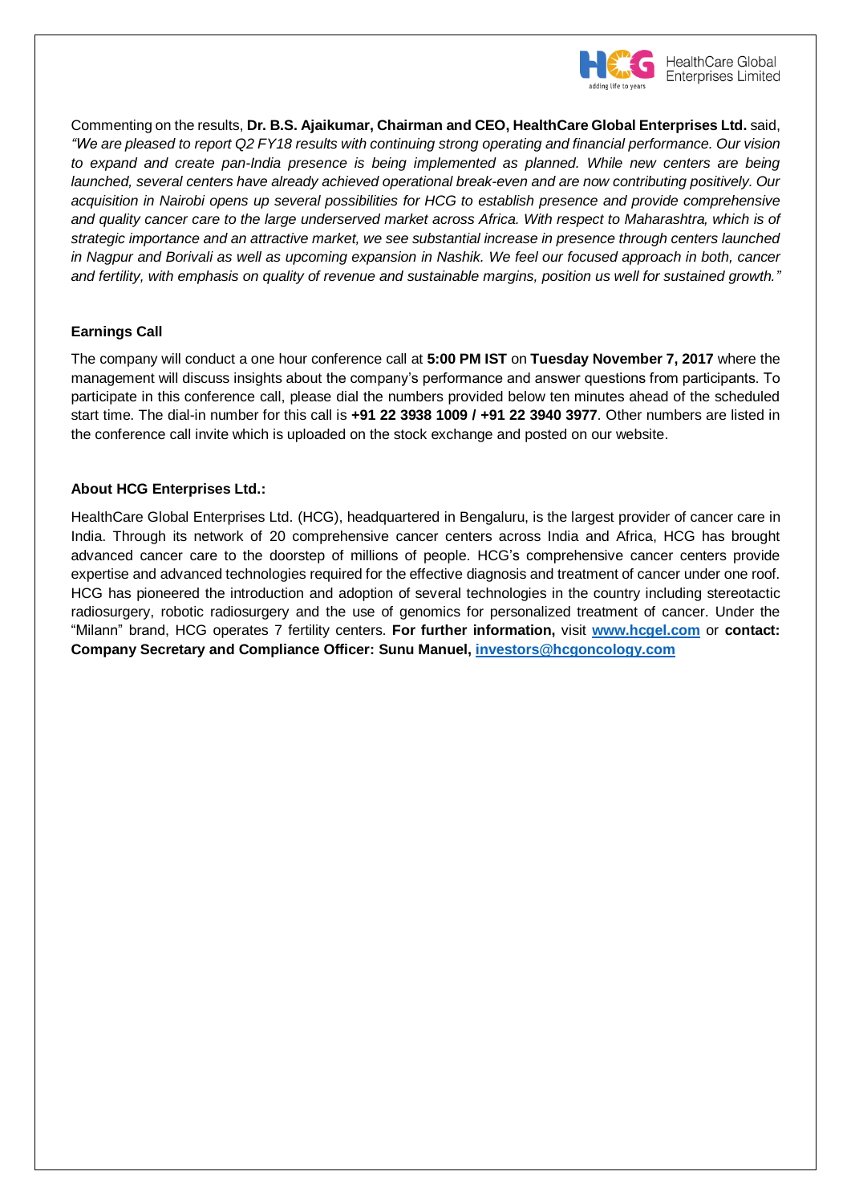Commenting on the results, **Dr. B.S. Ajaikumar, Chairman and CEO, HealthCare Global Enterprises Ltd.** said, *"We are pleased to report Q2 FY18 results with continuing strong operating and financial performance. Our vision to expand and create pan-India presence is being implemented as planned. While new centers are being launched, several centers have already achieved operational break-even and are now contributing positively. Our acquisition in Nairobi opens up several possibilities for HCG to establish presence and provide comprehensive and quality cancer care to the large underserved market across Africa. With respect to Maharashtra, which is of strategic importance and an attractive market, we see substantial increase in presence through centers launched in Nagpur and Borivali as well as upcoming expansion in Nashik. We feel our focused approach in both, cancer and fertility, with emphasis on quality of revenue and sustainable margins, position us well for sustained growth."*

**Earnings Call**

The company will conduct a one hour conference call at **5:00 PM IST** on **Tuesday November 7, 2017** where the management will discuss insights about the company's performance and answer questions from participants. To participate in this conference call, please dial the numbers provided below ten minutes ahead of the scheduled start time. The dial-in number for this call is **+91 22 3938 1009 / +91 22 3940 3977**. Other numbers are listed in the conference call invite which is uploaded on the stock exchange and posted on our website.

**About HCG Enterprises Ltd.:**

HealthCare Global Enterprises Ltd. (HCG), headquartered in Bengaluru, is the largest provider of cancer care in India. Through its network of 20 comprehensive cancer centers across India and Africa, HCG has brought advanced cancer care to the doorstep of millions of people. HCG's comprehensive cancer centers provide expertise and advanced technologies required for the effective diagnosis and treatment of cancer under one roof. HCG has pioneered the introduction and adoption of several technologies in the country including stereotactic radiosurgery, robotic radiosurgery and the use of genomics for personalized treatment of cancer. Under the "Milann" brand, HCG operates 7 fertility centers. **For further information,** visit **www.hcgel.com** or **contact: Company Secretary and Compliance Officer: Sunu Manuel, investors@hcgoncology.com**